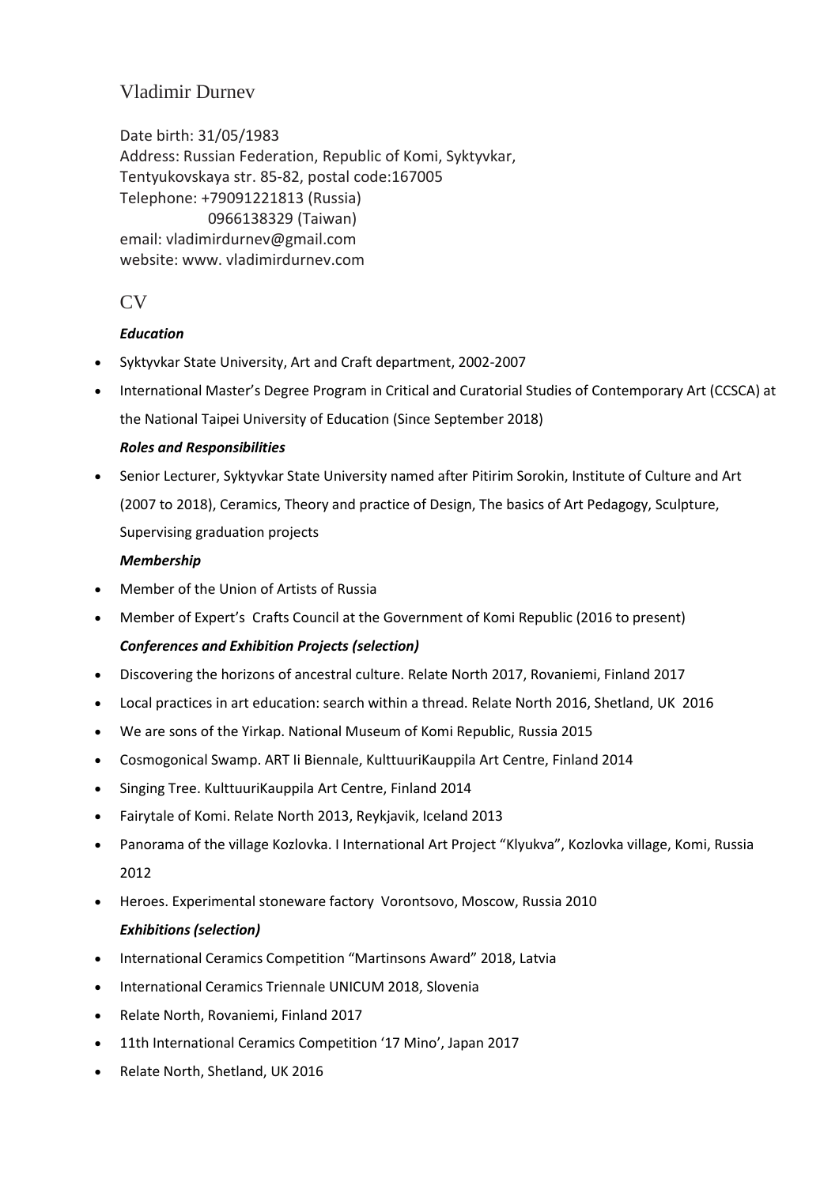# Vladimir Durnev

Date birth: 31/05/1983
Address: Russian Federation, Republic of Komi, Syktyvkar,
Tentyukovskaya str. 85-82, postal code:167005
Telephone: +79091221813 (Russia)
0966138329 (Taiwan)
email: vladimirdurnev@gmail.com
website: www. vladimirdurnev.com

## CV

***Education***

- Syktyvkar State University, Art and Craft department, 2002-2007
- International Master's Degree Program in Critical and Curatorial Studies of Contemporary Art (CCSCA) at the National Taipei University of Education (Since September 2018)

***Roles and Responsibilities***

- Senior Lecturer, Syktyvkar State University named after Pitirim Sorokin, Institute of Culture and Art (2007 to 2018), Ceramics, Theory and practice of Design, The basics of Art Pedagogy, Sculpture, Supervising graduation projects

***Membership***

- Member of the Union of Artists of Russia
- Member of Expert's Crafts Council at the Government of Komi Republic (2016 to present)

***Conferences and Exhibition Projects (selection)***

- Discovering the horizons of ancestral culture. Relate North 2017, Rovaniemi, Finland 2017
- Local practices in art education: search within a thread. Relate North 2016, Shetland, UK 2016
- We are sons of the Yirkap. National Museum of Komi Republic, Russia 2015
- Cosmogonical Swamp. ART Ii Biennale, KulttuuriKauppila Art Centre, Finland 2014
- Singing Tree. KulttuuriKauppila Art Centre, Finland 2014
- Fairytale of Komi. Relate North 2013, Reykjavik, Iceland 2013
- Panorama of the village Kozlovka. I International Art Project "Klyukva", Kozlovka village, Komi, Russia 2012
- Heroes. Experimental stoneware factory Vorontsovo, Moscow, Russia 2010

***Exhibitions (selection)***

- International Ceramics Competition "Martinsons Award" 2018, Latvia
- International Ceramics Triennale UNICUM 2018, Slovenia
- Relate North, Rovaniemi, Finland 2017
- 11th International Ceramics Competition '17 Mino', Japan 2017
- Relate North, Shetland, UK 2016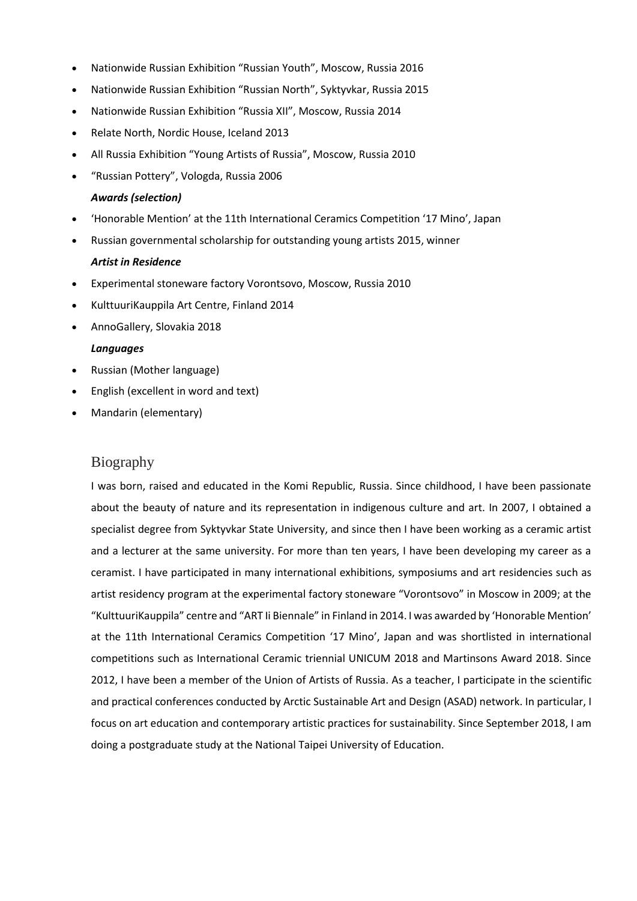- Nationwide Russian Exhibition “Russian Youth”, Moscow, Russia 2016
- Nationwide Russian Exhibition “Russian North”, Syktyvkar, Russia 2015
- Nationwide Russian Exhibition “Russia XII”, Moscow, Russia 2014
- Relate North, Nordic House, Iceland 2013
- All Russia Exhibition “Young Artists of Russia”, Moscow, Russia 2010
- “Russian Pottery”, Vologda, Russia 2006

***Awards (selection)***

- ‘Honorable Mention’ at the 11th International Ceramics Competition ‘17 Mino’, Japan
- Russian governmental scholarship for outstanding young artists 2015, winner

***Artist in Residence***

- Experimental stoneware factory Vorontsovo, Moscow, Russia 2010
- KulttuuriKauppila Art Centre, Finland 2014
- AnnoGallery, Slovakia 2018

***Languages***

- Russian (Mother language)
- English (excellent in word and text)
- Mandarin (elementary)

## Biography

I was born, raised and educated in the Komi Republic, Russia. Since childhood, I have been passionate about the beauty of nature and its representation in indigenous culture and art. In 2007, I obtained a specialist degree from Syktyvkar State University, and since then I have been working as a ceramic artist and a lecturer at the same university. For more than ten years, I have been developing my career as a ceramist. I have participated in many international exhibitions, symposiums and art residencies such as artist residency program at the experimental factory stoneware “Vorontsovo” in Moscow in 2009; at the “KulttuuriKauppila” centre and “ART Ii Biennale” in Finland in 2014. I was awarded by ‘Honorable Mention’ at the 11th International Ceramics Competition ‘17 Mino’, Japan and was shortlisted in international competitions such as International Ceramic triennial UNICUM 2018 and Martinsons Award 2018. Since 2012, I have been a member of the Union of Artists of Russia. As a teacher, I participate in the scientific and practical conferences conducted by Arctic Sustainable Art and Design (ASAD) network. In particular, I focus on art education and contemporary artistic practices for sustainability. Since September 2018, I am doing a postgraduate study at the National Taipei University of Education.